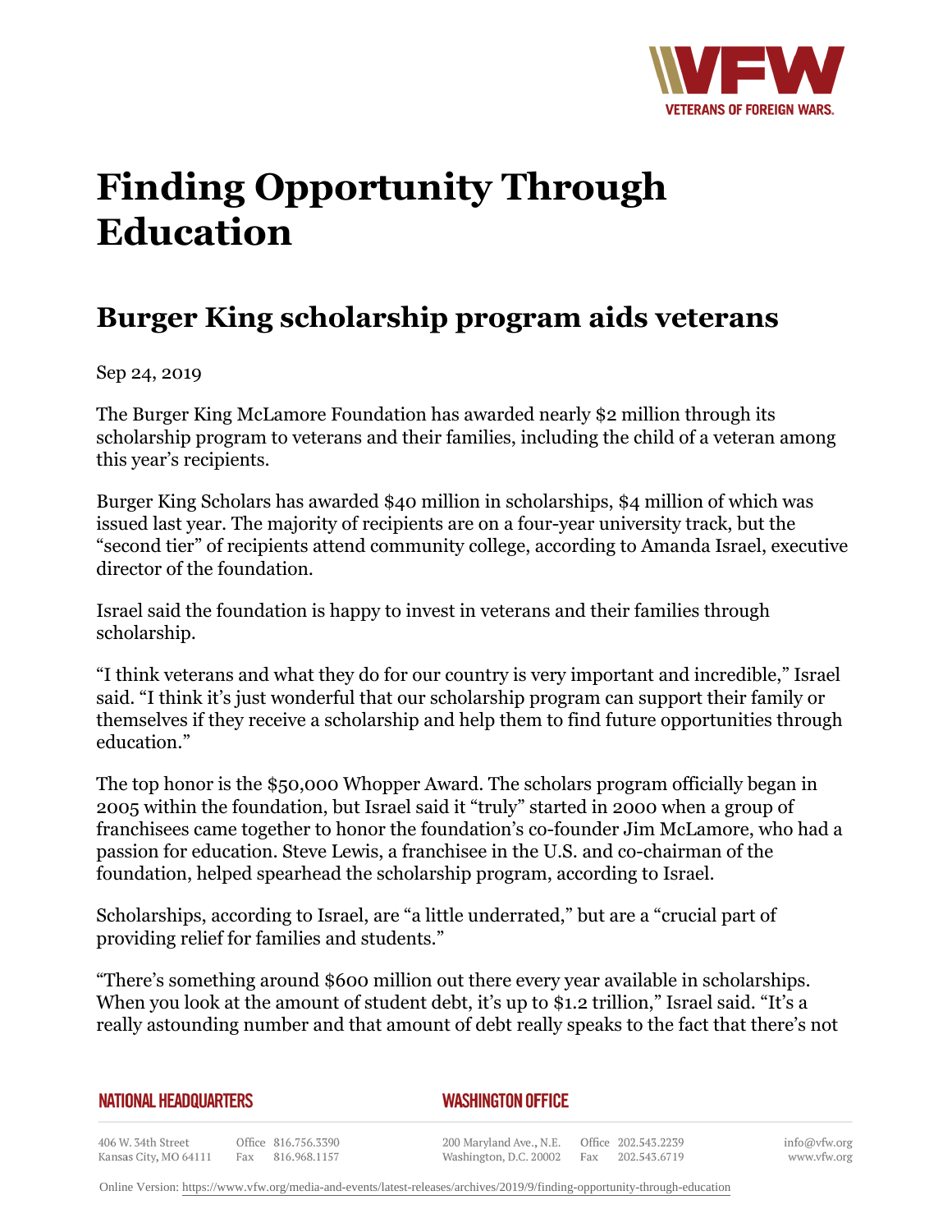# Finding Opportunity Through Education

## Burger King scholarship program aids veterans

Sep 24, 2019

The Burger King McLamore Foundation has awarded nearly $2 million through its scholarship program to veterans and their families, including the child of a veteran among this year's recipients.

Burger King Scholars has awarded $40 million in scholarships, $4 million of which was issued last year. The majority of recipients are on a four-year university track, but the "second tier" of recipients attend community college, according to Amanda Israel, executive director of the foundation.

Israel said the foundation is happy to invest in veterans and their families through scholarship.

"I think veterans and what they do for our country is very important and incredible," Israel said. "I think it's just wonderful that our scholarship program can support their family or themselves if they receive a scholarship and help them to find future opportunities through education."

The top honor is the $50,000 Whopper Award. The scholars program officially began in 2005 within the foundation, but Israel said it "truly" started in 2000 when a group of franchisees came together to honor the foundation's co-founder Jim McLamore, who had a passion for education. Steve Lewis, a franchisee in the U.S. and co-chairman of the foundation, helped spearhead the scholarship program, according to Israel.

Scholarships, according to Israel, are "a little underrated," but are a "crucial part of providing relief for families and students."

"There's something around $600 million out there every year available in scholarships. When you look at the amount of student debt, it's up to $1.2 trillion," Israel said. "It's a really astounding number and that amount of debt really speaks to the fact that there's not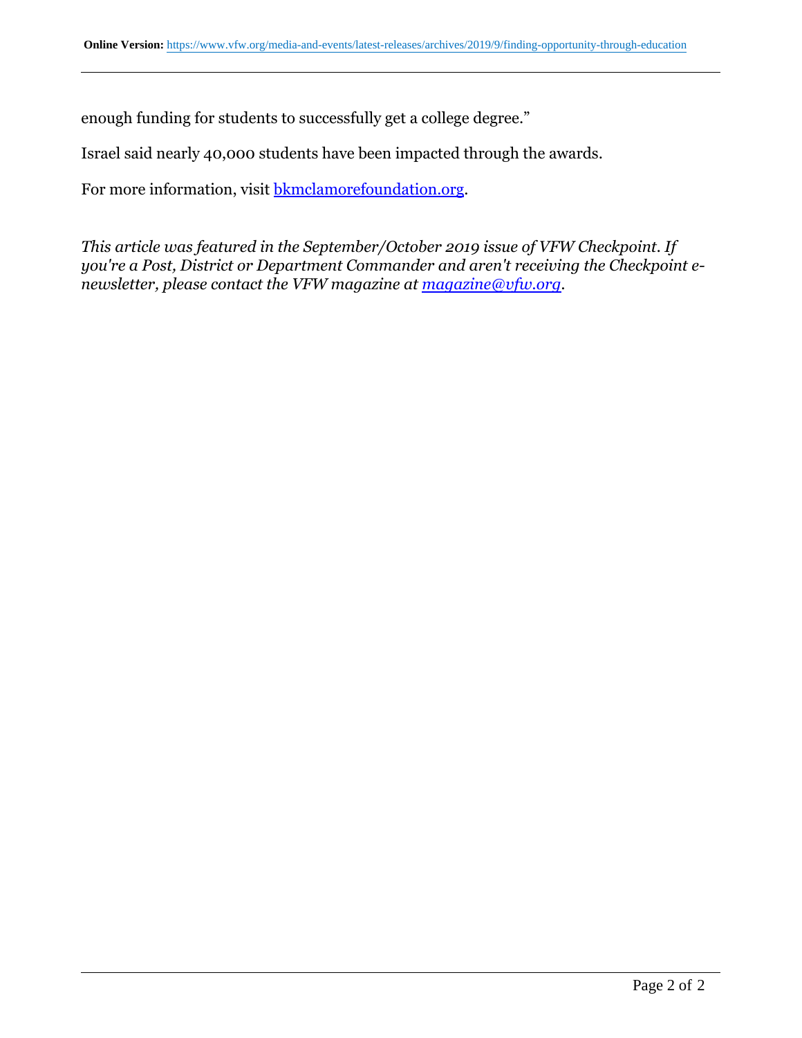enough funding for students to successfully get a college degree."

Israel said nearly 40,000 students have been impacted through the awards.

For more information, visit [bkmclamorefoundation.org](bkmclamorefoundation.org).

*This article was featured in the September/October 2019 issue of VFW Checkpoint. If you're a Post, District or Department Commander and aren't receiving the Checkpoint e-newsletter, please contact the VFW magazine at [magazine@vfw.org](mailto:magazine@vfw.org).*